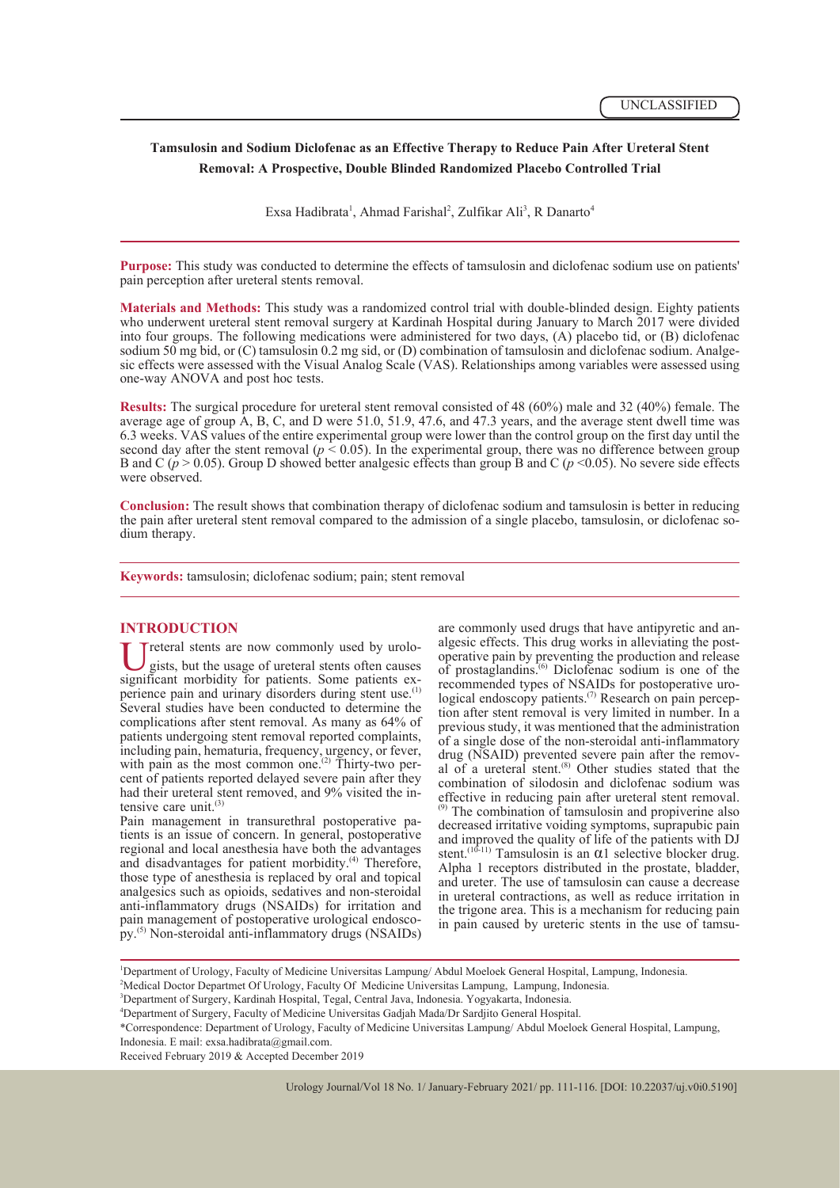UNCLASSIFIED

# Tamsulosin and Sodium Diclofenac as an Effective Therapy to Reduce Pain After Ureteral Stent Removal: A Prospective, Double Blinded Randomized Placebo Controlled Trial

Exsa Hadibrata[1], Ahmad Farishal[2], Zulfikar Ali[3], R Danarto[4]

**Purpose:** This study was conducted to determine the effects of tamsulosin and diclofenac sodium use on patients' pain perception after ureteral stents removal.

**Materials and Methods:** This study was a randomized control trial with double-blinded design. Eighty patients who underwent ureteral stent removal surgery at Kardinah Hospital during January to March 2017 were divided into four groups. The following medications were administered for two days, (A) placebo tid, or (B) diclofenac sodium 50 mg bid, or (C) tamsulosin 0.2 mg sid, or (D) combination of tamsulosin and diclofenac sodium. Analgesic effects were assessed with the Visual Analog Scale (VAS). Relationships among variables were assessed using one-way ANOVA and post hoc tests.

**Results:** The surgical procedure for ureteral stent removal consisted of 48 (60%) male and 32 (40%) female. The average age of group A, B, C, and D were 51.0, 51.9, 47.6, and 47.3 years, and the average stent dwell time was 6.3 weeks. VAS values of the entire experimental group were lower than the control group on the first day until the second day after the stent removal ($p < 0.05$). In the experimental group, there was no difference between group B and C ($p > 0.05$). Group D showed better analgesic effects than group B and C ($p < 0.05$). No severe side effects were observed.

**Conclusion:** The result shows that combination therapy of diclofenac sodium and tamsulosin is better in reducing the pain after ureteral stent removal compared to the admission of a single placebo, tamsulosin, or diclofenac sodium therapy.

**Keywords:** tamsulosin; diclofenac sodium; pain; stent removal

## INTRODUCTION

Ureteral stents are now commonly used by urologists, but the usage of ureteral stents often causes significant morbidity for patients. Some patients experience pain and urinary disorders during stent use.[1] Several studies have been conducted to determine the complications after stent removal. As many as 64% of patients undergoing stent removal reported complaints, including pain, hematuria, frequency, urgency, or fever, with pain as the most common one.[2] Thirty-two percent of patients reported delayed severe pain after they had their ureteral stent removed, and 9% visited the intensive care unit.[3]

Pain management in transurethral postoperative patients is an issue of concern. In general, postoperative regional and local anesthesia have both the advantages and disadvantages for patient morbidity.[4] Therefore, those type of anesthesia is replaced by oral and topical analgesics such as opioids, sedatives and non-steroidal anti-inflammatory drugs (NSAIDs) for irritation and pain management of postoperative urological endoscopy.[5] Non-steroidal anti-inflammatory drugs (NSAIDs) are commonly used drugs that have antipyretic and analgesic effects. This drug works in alleviating the postoperative pain by preventing the production and release of prostaglandins.[6] Diclofenac sodium is one of the recommended types of NSAIDs for postoperative urological endoscopy patients.[7] Research on pain perception after stent removal is very limited in number. In a previous study, it was mentioned that the administration of a single dose of the non-steroidal anti-inflammatory drug (NSAID) prevented severe pain after the removal of a ureteral stent.[8] Other studies stated that the combination of silodosin and diclofenac sodium was effective in reducing pain after ureteral stent removal.[9] The combination of tamsulosin and propiverine also decreased irritative voiding symptoms, suprapubic pain and improved the quality of life of the patients with DJ stent.[10-11] Tamsulosin is an $\alpha 1$ selective blocker drug. Alpha 1 receptors distributed in the prostate, bladder, and ureter. The use of tamsulosin can cause a decrease in ureteral contractions, as well as reduce irritation in the trigone area. This is a mechanism for reducing pain in pain caused by ureteric stents in the use of tamsu-

[1]Department of Urology, Faculty of Medicine Universitas Lampung/ Abdul Moeloek General Hospital, Lampung, Indonesia.
[2]Medical Doctor Departmet Of Urology, Faculty Of Medicine Universitas Lampung, Lampung, Indonesia.
[3]Department of Surgery, Kardinah Hospital, Tegal, Central Java, Indonesia. Yogyakarta, Indonesia.
[4]Department of Surgery, Faculty of Medicine Universitas Gadjah Mada/Dr Sardjito General Hospital.
*Correspondence: Department of Urology, Faculty of Medicine Universitas Lampung/ Abdul Moeloek General Hospital, Lampung, Indonesia. E mail: exsa.hadibrata@gmail.com.
Received February 2019 & Accepted December 2019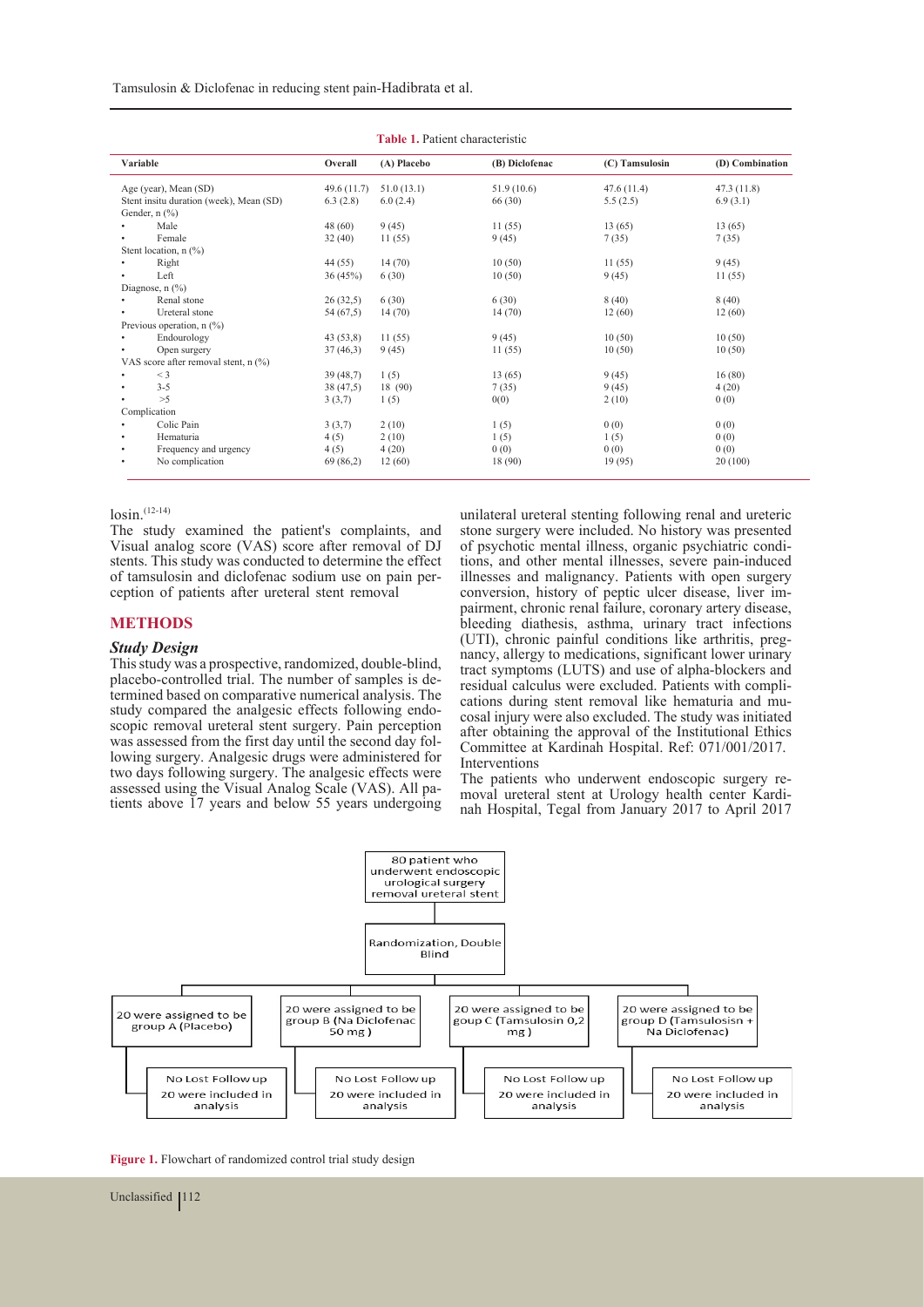**Table 1.** Patient characteristic

| Variable | Overall | (A) Placebo | (B) Diclofenac | (C) Tamsulosin | (D) Combination |
|---|---|---|---|---|---|
| Age (year), Mean (SD) | 49.6 (11.7) | 51.0 (13.1) | 51.9 (10.6) | 47.6 (11.4) | 47.3 (11.8) |
| Stent insitu duration (week), Mean (SD) | 6.3 (2.8) | 6.0 (2.4) | 66 (30) | 5.5 (2.5) | 6.9 (3.1) |
| Gender, n (%) | | | | | |
| • Male | 48 (60) | 9 (45) | 11 (55) | 13 (65) | 13 (65) |
| • Female | 32 (40) | 11 (55) | 9 (45) | 7 (35) | 7 (35) |
| Stent location, n (%) | | | | | |
| • Right | 44 (55) | 14 (70) | 10 (50) | 11 (55) | 9 (45) |
| • Left | 36 (45%) | 6 (30) | 10 (50) | 9 (45) | 11 (55) |
| Diagnose, n (%) | | | | | |
| • Renal stone | 26 (32,5) | 6 (30) | 6 (30) | 8 (40) | 8 (40) |
| • Ureteral stone | 54 (67,5) | 14 (70) | 14 (70) | 12 (60) | 12 (60) |
| Previous operation, n (%) | | | | | |
| • Endourology | 43 (53,8) | 11 (55) | 9 (45) | 10 (50) | 10 (50) |
| • Open surgery | 37 (46,3) | 9 (45) | 11 (55) | 10 (50) | 10 (50) |
| VAS score after removal stent, n (%) | | | | | |
| • < 3 | 39 (48,7) | 1 (5) | 13 (65) | 9 (45) | 16 (80) |
| • 3-5 | 38 (47,5) | 18 (90) | 7 (35) | 9 (45) | 4 (20) |
| • >5 | 3 (3,7) | 1 (5) | 0(0) | 2 (10) | 0 (0) |
| Complication | | | | | |
| • Colic Pain | 3 (3,7) | 2 (10) | 1 (5) | 0 (0) | 0 (0) |
| • Hematuria | 4 (5) | 2 (10) | 1 (5) | 1 (5) | 0 (0) |
| • Frequency and urgency | 4 (5) | 4 (20) | 0 (0) | 0 (0) | 0 (0) |
| • No complication | 69 (86,2) | 12 (60) | 18 (90) | 19 (95) | 20 (100) |

losin.[12-14]

The study examined the patient's complaints, and Visual analog score (VAS) score after removal of DJ stents. This study was conducted to determine the effect of tamsulosin and diclofenac sodium use on pain perception of patients after ureteral stent removal

## METHODS

### *Study Design*

This study was a prospective, randomized, double-blind, placebo-controlled trial. The number of samples is determined based on comparative numerical analysis. The study compared the analgesic effects following endoscopic removal ureteral stent surgery. Pain perception was assessed from the first day until the second day following surgery. Analgesic drugs were administered for two days following surgery. The analgesic effects were assessed using the Visual Analog Scale (VAS). All patients above 17 years and below 55 years undergoing unilateral ureteral stenting following renal and ureteric stone surgery were included. No history was presented of psychotic mental illness, organic psychiatric conditions, and other mental illnesses, severe pain-induced illnesses and malignancy. Patients with open surgery conversion, history of peptic ulcer disease, liver impairment, chronic renal failure, coronary artery disease, bleeding diathesis, asthma, urinary tract infections (UTI), chronic painful conditions like arthritis, pregnancy, allergy to medications, significant lower urinary tract symptoms (LUTS) and use of alpha-blockers and residual calculus were excluded. Patients with complications during stent removal like hematuria and mucosal injury were also excluded. The study was initiated after obtaining the approval of the Institutional Ethics Committee at Kardinah Hospital. Ref: 071/001/2017.

Interventions

The patients who underwent endoscopic surgery removal ureteral stent at Urology health center Kardinah Hospital, Tegal from January 2017 to April 2017

80 patient who underwent endoscopic urological surgery removal ureteral stent

Randomization, Double Blind

20 were assigned to be group A (Placebo) | 20 were assigned to be group B (Na Diclofenac 50 mg) | 20 were assigned to be goup C (Tamsulosin 0,2 mg) | 20 were assigned to be group D (Tamsulosisn + Na Diclofenac)

No Lost Follow up, 20 were included in analysis (each group)

**Figure 1.** Flowchart of randomized control trial study design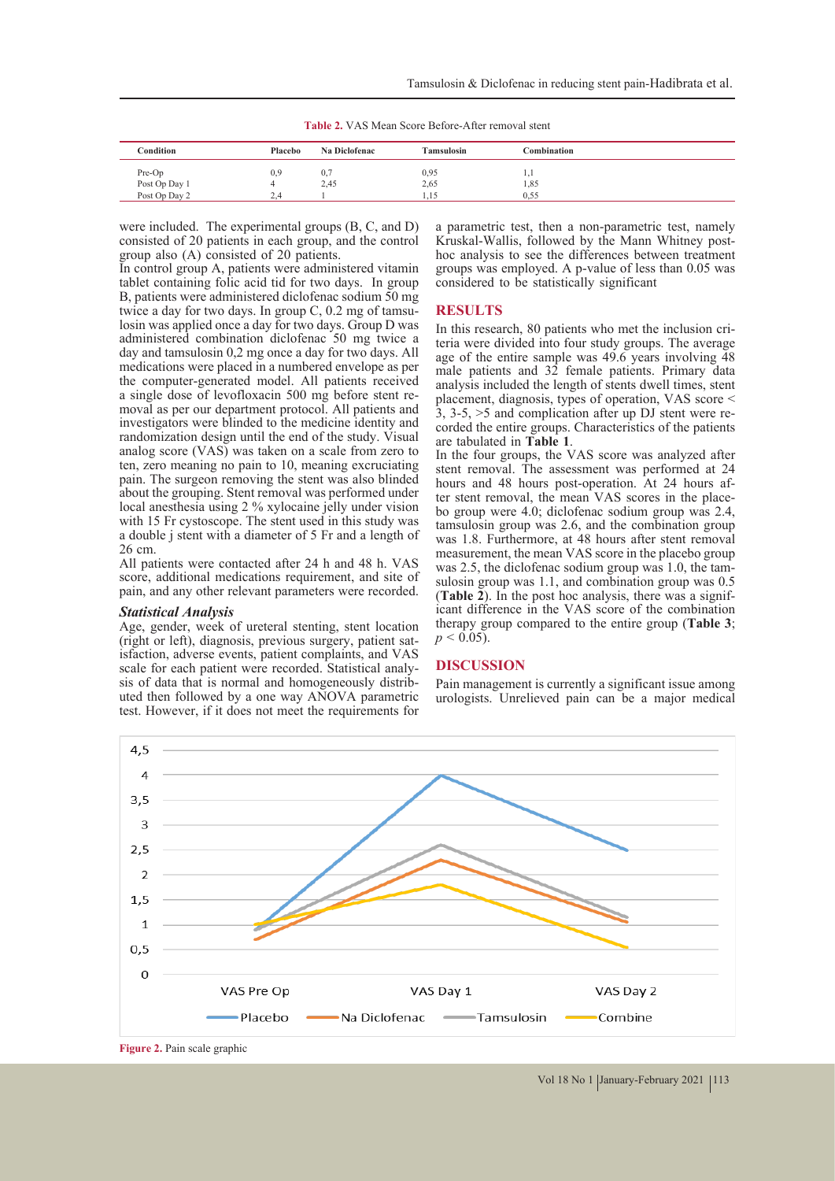**Table 2.** VAS Mean Score Before-After removal stent

| Condition | Placebo | Na Diclofenac | Tamsulosin | Combination |
|---|---|---|---|---|
| Pre-Op | 0,9 | 0,7 | 0,95 | 1,1 |
| Post Op Day 1 | 4 | 2,45 | 2,65 | 1,85 |
| Post Op Day 2 | 2,4 | 1 | 1,15 | 0,55 |

were included. The experimental groups (B, C, and D) consisted of 20 patients in each group, and the control group also (A) consisted of 20 patients.

In control group A, patients were administered vitamin tablet containing folic acid tid for two days. In group B, patients were administered diclofenac sodium 50 mg twice a day for two days. In group C, 0.2 mg of tamsulosin was applied once a day for two days. Group D was administered combination diclofenac 50 mg twice a day and tamsulosin 0,2 mg once a day for two days. All medications were placed in a numbered envelope as per the computer-generated model. All patients received a single dose of levofloxacin 500 mg before stent removal as per our department protocol. All patients and investigators were blinded to the medicine identity and randomization design until the end of the study. Visual analog score (VAS) was taken on a scale from zero to ten, zero meaning no pain to 10, meaning excruciating pain. The surgeon removing the stent was also blinded about the grouping. Stent removal was performed under local anesthesia using 2 % xylocaine jelly under vision with 15 Fr cystoscope. The stent used in this study was a double j stent with a diameter of 5 Fr and a length of 26 cm.

All patients were contacted after 24 h and 48 h. VAS score, additional medications requirement, and site of pain, and any other relevant parameters were recorded.

### *Statistical Analysis*

Age, gender, week of ureteral stenting, stent location (right or left), diagnosis, previous surgery, patient satisfaction, adverse events, patient complaints, and VAS scale for each patient were recorded. Statistical analysis of data that is normal and homogeneously distributed then followed by a one way ANOVA parametric test. However, if it does not meet the requirements for a parametric test, then a non-parametric test, namely Kruskal-Wallis, followed by the Mann Whitney post-hoc analysis to see the differences between treatment groups was employed. A p-value of less than 0.05 was considered to be statistically significant

## RESULTS

In this research, 80 patients who met the inclusion criteria were divided into four study groups. The average age of the entire sample was 49.6 years involving 48 male patients and 32 female patients. Primary data analysis included the length of stents dwell times, stent placement, diagnosis, types of operation, VAS score < 3, 3-5, >5 and complication after up DJ stent were recorded the entire groups. Characteristics of the patients are tabulated in **Table 1**.

In the four groups, the VAS score was analyzed after stent removal. The assessment was performed at 24 hours and 48 hours post-operation. At 24 hours after stent removal, the mean VAS scores in the placebo group were 4.0; diclofenac sodium group was 2.4, tamsulosin group was 2.6, and the combination group was 1.8. Furthermore, at 48 hours after stent removal measurement, the mean VAS score in the placebo group was 2.5, the diclofenac sodium group was 1.0, the tamsulosin group was 1.1, and combination group was 0.5 (**Table 2**). In the post hoc analysis, there was a significant difference in the VAS score of the combination therapy group compared to the entire group (**Table 3**; $p < 0.05$).

## DISCUSSION

Pain management is currently a significant issue among urologists. Unrelieved pain can be a major medical

**Figure 2.** Pain scale graphic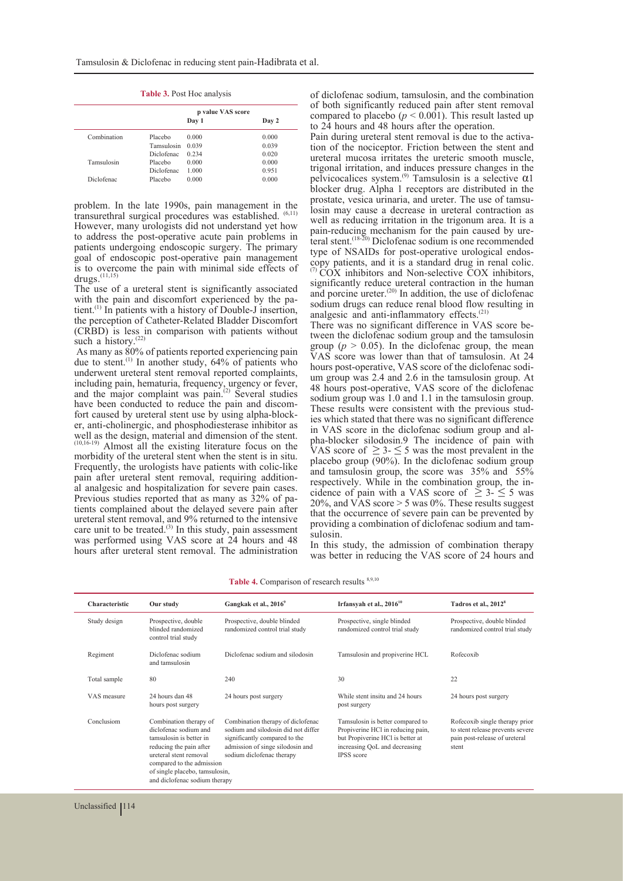**Table 3.** Post Hoc analysis

| | | p value VAS score | |
|---|---|---|---|
| | | Day 1 | Day 2 |
| Combination | Placebo | 0.000 | 0.000 |
| | Tamsulosin | 0.039 | 0.039 |
| | Diclofenac | 0.234 | 0.020 |
| Tamsulosin | Placebo | 0.000 | 0.000 |
| | Diclofenac | 1.000 | 0.951 |
| Diclofenac | Placebo | 0.000 | 0.000 |

problem. In the late 1990s, pain management in the transurethral surgical procedures was established.[6,11] However, many urologists did not understand yet how to address the post-operative acute pain problems in patients undergoing endoscopic surgery. The primary goal of endoscopic post-operative pain management is to overcome the pain with minimal side effects of drugs.[11,15]

The use of a ureteral stent is significantly associated with the pain and discomfort experienced by the patient.[1] In patients with a history of Double-J insertion, the perception of Catheter-Related Bladder Discomfort (CRBD) is less in comparison with patients without such a history.[22]

As many as 80% of patients reported experiencing pain due to stent.[1] In another study, 64% of patients who underwent ureteral stent removal reported complaints, including pain, hematuria, frequency, urgency or fever, and the major complaint was pain.[2] Several studies have been conducted to reduce the pain and discomfort caused by ureteral stent use by using alpha-blocker, anti-cholinergic, and phosphodiesterase inhibitor as well as the design, material and dimension of the stent.[10,16-19] Almost all the existing literature focus on the morbidity of the ureteral stent when the stent is in situ. Frequently, the urologists have patients with colic-like pain after ureteral stent removal, requiring additional analgesic and hospitalization for severe pain cases. Previous studies reported that as many as 32% of patients complained about the delayed severe pain after ureteral stent removal, and 9% returned to the intensive care unit to be treated.[3] In this study, pain assessment was performed using VAS score at 24 hours and 48 hours after ureteral stent removal. The administration of diclofenac sodium, tamsulosin, and the combination of both significantly reduced pain after stent removal compared to placebo ($p < 0.001$). This result lasted up to 24 hours and 48 hours after the operation.

Pain during ureteral stent removal is due to the activation of the nociceptor. Friction between the stent and ureteral mucosa irritates the ureteric smooth muscle, trigonal irritation, and induces pressure changes in the pelvicocalices system.[9] Tamsulosin is a selective $\alpha 1$ blocker drug. Alpha 1 receptors are distributed in the prostate, vesica urinaria, and ureter. The use of tamsulosin may cause a decrease in ureteral contraction as well as reducing irritation in the trigonum area. It is a pain-reducing mechanism for the pain caused by ureteral stent.[18-20] Diclofenac sodium is one recommended type of NSAIDs for post-operative urological endoscopy patients, and it is a standard drug in renal colic.[7] COX inhibitors and Non-selective COX inhibitors, significantly reduce ureteral contraction in the human and porcine ureter.[20] In addition, the use of diclofenac sodium drugs can reduce renal blood flow resulting in analgesic and anti-inflammatory effects.[21]

There was no significant difference in VAS score between the diclofenac sodium group and the tamsulosin group ($p > 0.05$). In the diclofenac group, the mean VAS score was lower than that of tamsulosin. At 24 hours post-operative, VAS score of the diclofenac sodium group was 2.4 and 2.6 in the tamsulosin group. At 48 hours post-operative, VAS score of the diclofenac sodium group was 1.0 and 1.1 in the tamsulosin group. These results were consistent with the previous studies which stated that there was no significant difference in VAS score in the diclofenac sodium group and alpha-blocker silodosin.9 The incidence of pain with VAS score of $\geq 3 - \leq 5$ was the most prevalent in the placebo group (90%). In the diclofenac sodium group and tamsulosin group, the score was 35% and 55% respectively. While in the combination group, the incidence of pain with a VAS score of $\geq 3 - \leq 5$ was 20%, and VAS score > 5 was 0%. These results suggest that the occurrence of severe pain can be prevented by providing a combination of diclofenac sodium and tamsulosin.

In this study, the admission of combination therapy was better in reducing the VAS score of 24 hours and

**Table 4.** Comparison of research results [8,9,10]

| Characteristic | Our study | Gangkak et al., 2016[9] | Irfansyah et al., 2016[10] | Tadros et al., 2012[8] |
|---|---|---|---|---|
| Study design | Prospective, double blinded randomized control trial study | Prospective, double blinded randomized control trial study | Prospective, single blinded randomized control trial study | Prospective, double blinded randomized control trial study |
| Regiment | Diclofenac sodium and tamsulosin | Diclofenac sodium and silodosin | Tamsulosin and propiverine HCL | Rofecoxib |
| Total sample | 80 | 240 | 30 | 22 |
| VAS measure | 24 hours dan 48 hours post surgery | 24 hours post surgery | While stent insitu and 24 hours post surgery | 24 hours post surgery |
| Conclusiom | Combination therapy of diclofenac sodium and tamsulosin is better in reducing the pain after ureteral stent removal compared to the admission of single placebo, tamsulosin, and diclofenac sodium therapy | Combination therapy of diclofenac sodium and silodosin did not differ significantly compared to the admission of singe silodosin and sodium diclofenac therapy | Tamsulosin is better compared to Propiverine HCl in reducing pain, but Propiverine HCl is better at increasing QoL and decreasing IPSS score | Rofecoxib single therapy prior to stent release prevents severe pain post-release of ureteral stent |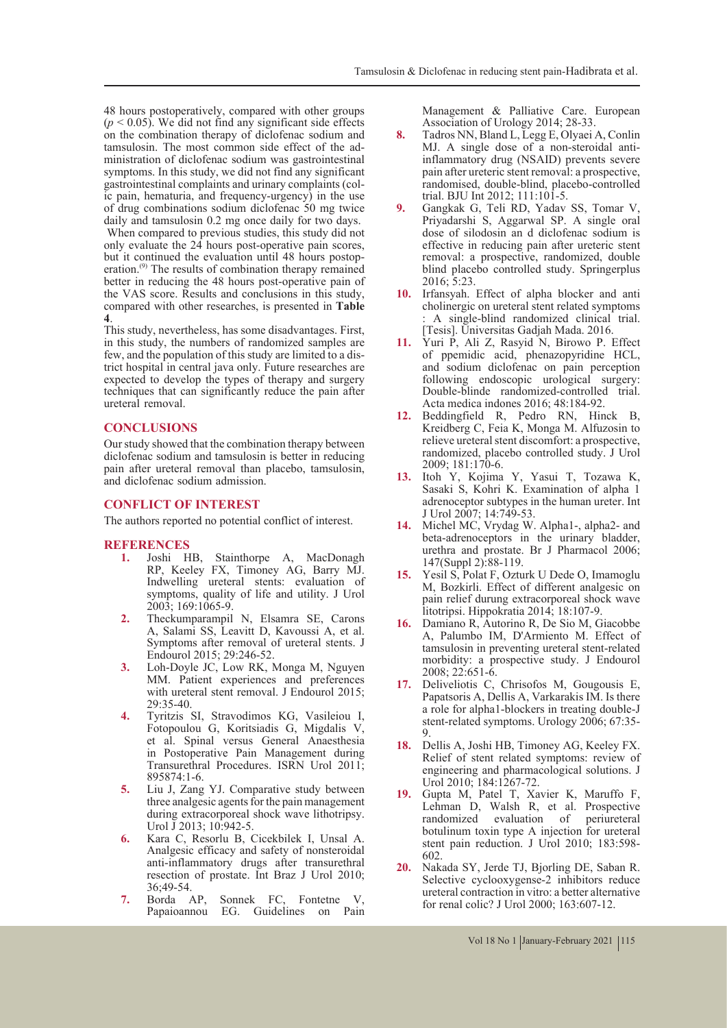48 hours postoperatively, compared with other groups ($p < 0.05$). We did not find any significant side effects on the combination therapy of diclofenac sodium and tamsulosin. The most common side effect of the administration of diclofenac sodium was gastrointestinal symptoms. In this study, we did not find any significant gastrointestinal complaints and urinary complaints (colic pain, hematuria, and frequency-urgency) in the use of drug combinations sodium diclofenac 50 mg twice daily and tamsulosin 0.2 mg once daily for two days.

When compared to previous studies, this study did not only evaluate the 24 hours post-operative pain scores, but it continued the evaluation until 48 hours postoperation.[9] The results of combination therapy remained better in reducing the 48 hours post-operative pain of the VAS score. Results and conclusions in this study, compared with other researches, is presented in **Table 4**.

This study, nevertheless, has some disadvantages. First, in this study, the numbers of randomized samples are few, and the population of this study are limited to a district hospital in central java only. Future researches are expected to develop the types of therapy and surgery techniques that can significantly reduce the pain after ureteral removal.

## CONCLUSIONS

Our study showed that the combination therapy between diclofenac sodium and tamsulosin is better in reducing pain after ureteral removal than placebo, tamsulosin, and diclofenac sodium admission.

## CONFLICT OF INTEREST

The authors reported no potential conflict of interest.

## REFERENCES

1. Joshi HB, Stainthorpe A, MacDonagh RP, Keeley FX, Timoney AG, Barry MJ. Indwelling ureteral stents: evaluation of symptoms, quality of life and utility. J Urol 2003; 169:1065-9.
2. Theckumparampil N, Elsamra SE, Carons A, Salami SS, Leavitt D, Kavoussi A, et al. Symptoms after removal of ureteral stents. J Endourol 2015; 29:246-52.
3. Loh-Doyle JC, Low RK, Monga M, Nguyen MM. Patient experiences and preferences with ureteral stent removal. J Endourol 2015; 29:35-40.
4. Tyritzis SI, Stravodimos KG, Vasileiou I, Fotopoulou G, Koritsiadis G, Migdalis V, et al. Spinal versus General Anaesthesia in Postoperative Pain Management during Transurethral Procedures. ISRN Urol 2011; 895874:1-6.
5. Liu J, Zang YJ. Comparative study between three analgesic agents for the pain management during extracorporeal shock wave lithotripsy. Urol J 2013; 10:942-5.
6. Kara C, Resorlu B, Cicekbilek I, Unsal A. Analgesic efficacy and safety of nonsteroidal anti-inflammatory drugs after transurethral resection of prostate. Int Braz J Urol 2010; 36;49-54.
7. Borda AP, Sonnek FC, Fontetne V, Papaioannou EG. Guidelines on Pain Management & Palliative Care. European Association of Urology 2014; 28-33.
8. Tadros NN, Bland L, Legg E, Olyaei A, Conlin MJ. A single dose of a non-steroidal anti-inflammatory drug (NSAID) prevents severe pain after ureteric stent removal: a prospective, randomised, double-blind, placebo-controlled trial. BJU Int 2012; 111:101-5.
9. Gangkak G, Teli RD, Yadav SS, Tomar V, Priyadarshi S, Aggarwal SP. A single oral dose of silodosin an d diclofenac sodium is effective in reducing pain after ureteric stent removal: a prospective, randomized, double blind placebo controlled study. Springerplus 2016; 5:23.
10. Irfansyah. Effect of alpha blocker and anti cholinergic on ureteral stent related symptoms : A single-blind randomized clinical trial. [Tesis]. Universitas Gadjah Mada. 2016.
11. Yuri P, Ali Z, Rasyid N, Birowo P. Effect of ppemidic acid, phenazopyridine HCL, and sodium diclofenac on pain perception following endoscopic urological surgery: Double-blinde randomized-controlled trial. Acta medica indones 2016; 48:184-92.
12. Beddingfield R, Pedro RN, Hinck B, Kreidberg C, Feia K, Monga M. Alfuzosin to relieve ureteral stent discomfort: a prospective, randomized, placebo controlled study. J Urol 2009; 181:170-6.
13. Itoh Y, Kojima Y, Yasui T, Tozawa K, Sasaki S, Kohri K. Examination of alpha 1 adrenoceptor subtypes in the human ureter. Int J Urol 2007; 14:749-53.
14. Michel MC, Vrydag W. Alpha1-, alpha2- and beta-adrenoceptors in the urinary bladder, urethra and prostate. Br J Pharmacol 2006; 147(Suppl 2):88-119.
15. Yesil S, Polat F, Ozturk U Dede O, Imamoglu M, Bozkirli. Effect of different analgesic on pain relief durung extracorporeal shock wave litotripsi. Hippokratia 2014; 18:107-9.
16. Damiano R, Autorino R, De Sio M, Giacobbe A, Palumbo IM, D'Armiento M. Effect of tamsulosin in preventing ureteral stent-related morbidity: a prospective study. J Endourol 2008; 22:651-6.
17. Deliveliotis C, Chrisofos M, Gougousis E, Papatsoris A, Dellis A, Varkarakis IM. Is there a role for alpha1-blockers in treating double-J stent-related symptoms. Urology 2006; 67:35-9.
18. Dellis A, Joshi HB, Timoney AG, Keeley FX. Relief of stent related symptoms: review of engineering and pharmacological solutions. J Urol 2010; 184:1267-72.
19. Gupta M, Patel T, Xavier K, Maruffo F, Lehman D, Walsh R, et al. Prospective randomized evaluation of periureteral botulinum toxin type A injection for ureteral stent pain reduction. J Urol 2010; 183:598-602.
20. Nakada SY, Jerde TJ, Bjorling DE, Saban R. Selective cyclooxygense-2 inhibitors reduce ureteral contraction in vitro: a better alternative for renal colic? J Urol 2000; 163:607-12.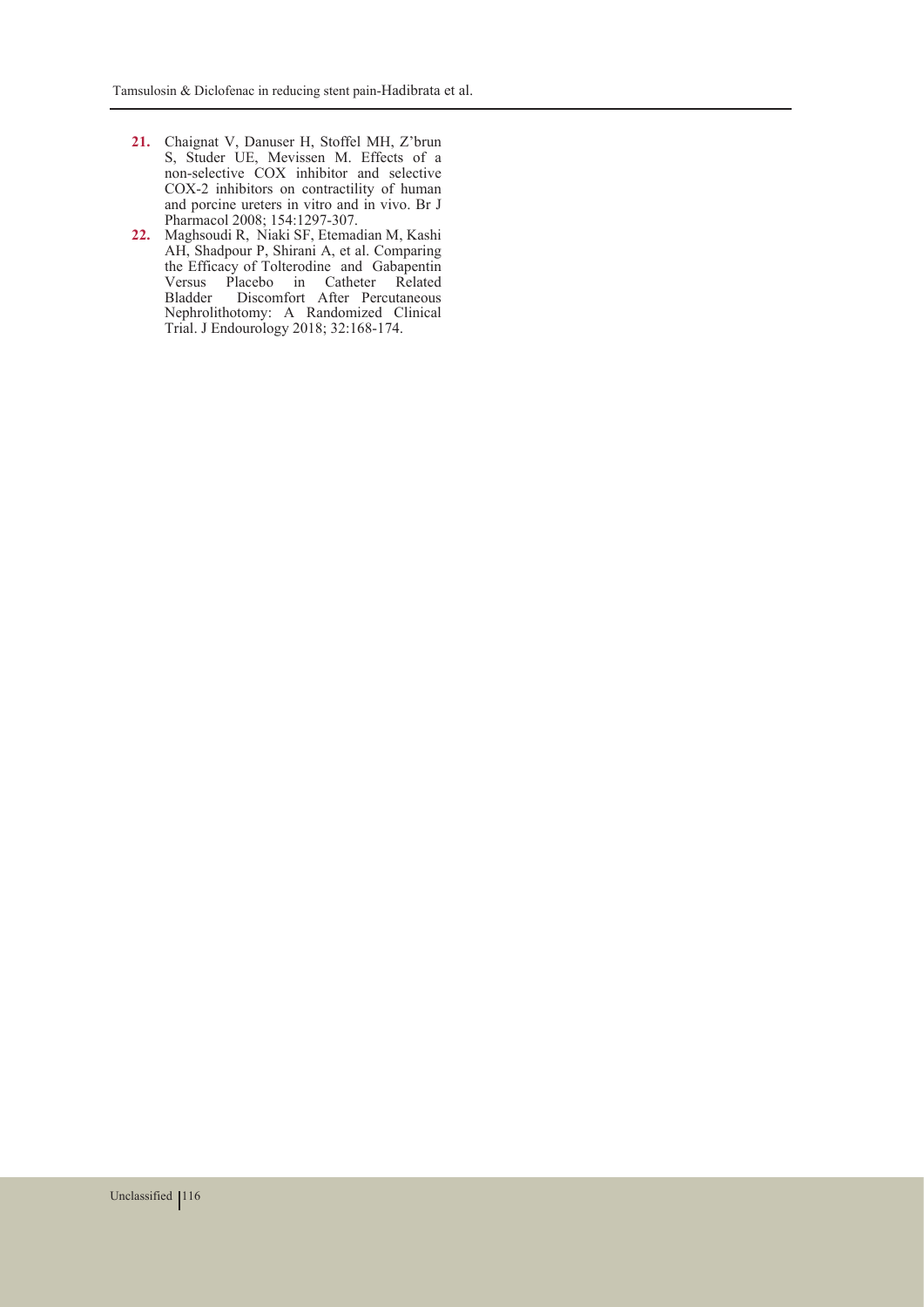21. Chaignat V, Danuser H, Stoffel MH, Z'brun S, Studer UE, Mevissen M. Effects of a non-selective COX inhibitor and selective COX-2 inhibitors on contractility of human and porcine ureters in vitro and in vivo. Br J Pharmacol 2008; 154:1297-307.
22. Maghsoudi R, Niaki SF, Etemadian M, Kashi AH, Shadpour P, Shirani A, et al. Comparing the Efficacy of Tolterodine and Gabapentin Versus Placebo in Catheter Related Bladder Discomfort After Percutaneous Nephrolithotomy: A Randomized Clinical Trial. J Endourology 2018; 32:168-174.